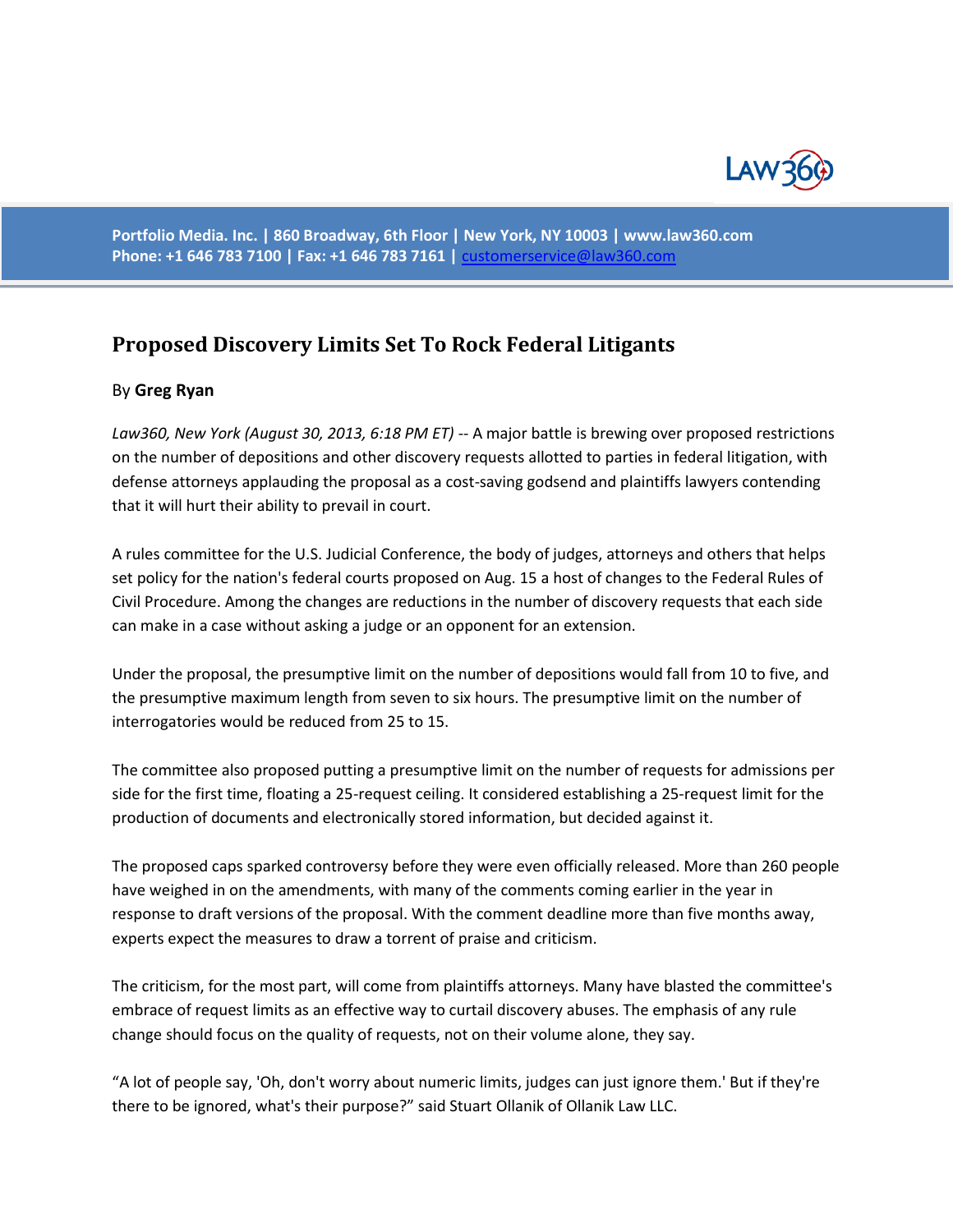# Proposed Discovery Limits Set To Rock Federal Litigants

By **Greg Ryan**

*Law360, New York (August 30, 2013, 6:18 PM ET)* -- A major battle is brewing over proposed restrictions on the number of depositions and other discovery requests allotted to parties in federal litigation, with defense attorneys applauding the proposal as a cost-saving godsend and plaintiffs lawyers contending that it will hurt their ability to prevail in court.

A rules committee for the U.S. Judicial Conference, the body of judges, attorneys and others that helps set policy for the nation's federal courts proposed on Aug. 15 a host of changes to the Federal Rules of Civil Procedure. Among the changes are reductions in the number of discovery requests that each side can make in a case without asking a judge or an opponent for an extension.

Under the proposal, the presumptive limit on the number of depositions would fall from 10 to five, and the presumptive maximum length from seven to six hours. The presumptive limit on the number of interrogatories would be reduced from 25 to 15.

The committee also proposed putting a presumptive limit on the number of requests for admissions per side for the first time, floating a 25-request ceiling. It considered establishing a 25-request limit for the production of documents and electronically stored information, but decided against it.

The proposed caps sparked controversy before they were even officially released. More than 260 people have weighed in on the amendments, with many of the comments coming earlier in the year in response to draft versions of the proposal. With the comment deadline more than five months away, experts expect the measures to draw a torrent of praise and criticism.

The criticism, for the most part, will come from plaintiffs attorneys. Many have blasted the committee's embrace of request limits as an effective way to curtail discovery abuses. The emphasis of any rule change should focus on the quality of requests, not on their volume alone, they say.

"A lot of people say, 'Oh, don't worry about numeric limits, judges can just ignore them.' But if they're there to be ignored, what's their purpose?" said Stuart Ollanik of Ollanik Law LLC.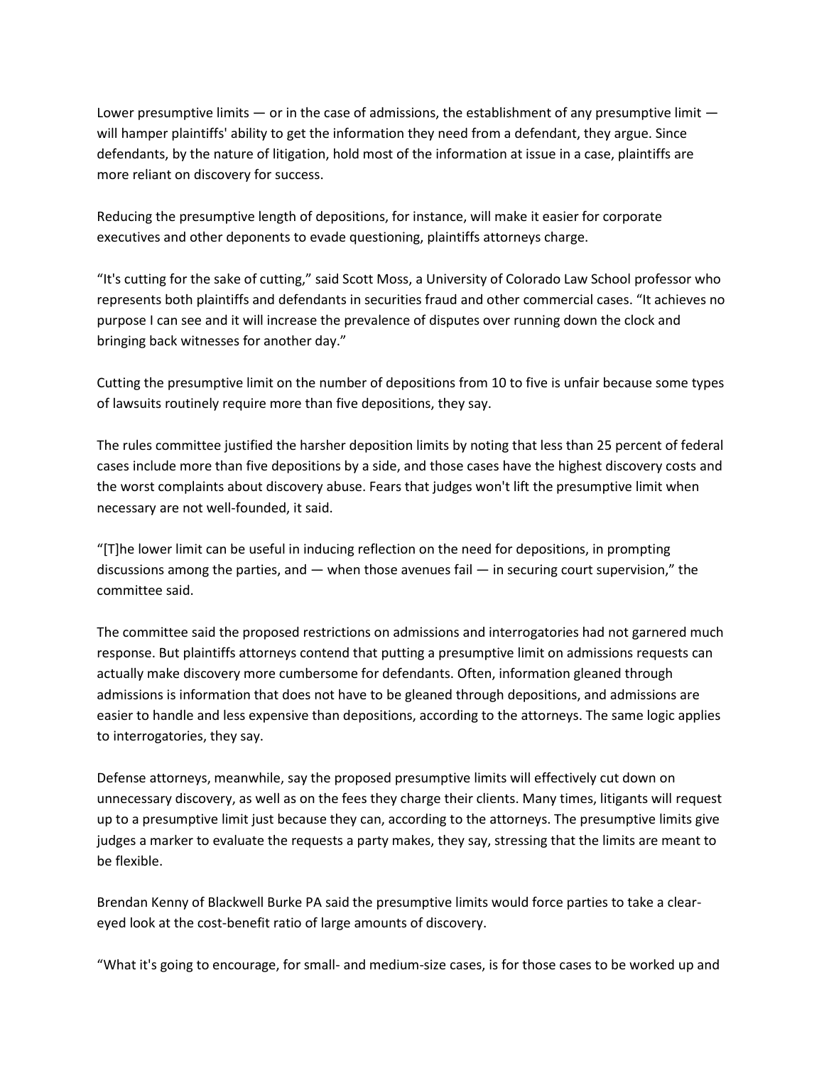Lower presumptive limits — or in the case of admissions, the establishment of any presumptive limit — will hamper plaintiffs' ability to get the information they need from a defendant, they argue. Since defendants, by the nature of litigation, hold most of the information at issue in a case, plaintiffs are more reliant on discovery for success.

Reducing the presumptive length of depositions, for instance, will make it easier for corporate executives and other deponents to evade questioning, plaintiffs attorneys charge.

"It's cutting for the sake of cutting," said Scott Moss, a University of Colorado Law School professor who represents both plaintiffs and defendants in securities fraud and other commercial cases. "It achieves no purpose I can see and it will increase the prevalence of disputes over running down the clock and bringing back witnesses for another day."

Cutting the presumptive limit on the number of depositions from 10 to five is unfair because some types of lawsuits routinely require more than five depositions, they say.

The rules committee justified the harsher deposition limits by noting that less than 25 percent of federal cases include more than five depositions by a side, and those cases have the highest discovery costs and the worst complaints about discovery abuse. Fears that judges won't lift the presumptive limit when necessary are not well-founded, it said.

"[T]he lower limit can be useful in inducing reflection on the need for depositions, in prompting discussions among the parties, and — when those avenues fail — in securing court supervision," the committee said.

The committee said the proposed restrictions on admissions and interrogatories had not garnered much response. But plaintiffs attorneys contend that putting a presumptive limit on admissions requests can actually make discovery more cumbersome for defendants. Often, information gleaned through admissions is information that does not have to be gleaned through depositions, and admissions are easier to handle and less expensive than depositions, according to the attorneys. The same logic applies to interrogatories, they say.

Defense attorneys, meanwhile, say the proposed presumptive limits will effectively cut down on unnecessary discovery, as well as on the fees they charge their clients. Many times, litigants will request up to a presumptive limit just because they can, according to the attorneys. The presumptive limits give judges a marker to evaluate the requests a party makes, they say, stressing that the limits are meant to be flexible.

Brendan Kenny of Blackwell Burke PA said the presumptive limits would force parties to take a clear-eyed look at the cost-benefit ratio of large amounts of discovery.

"What it's going to encourage, for small- and medium-size cases, is for those cases to be worked up and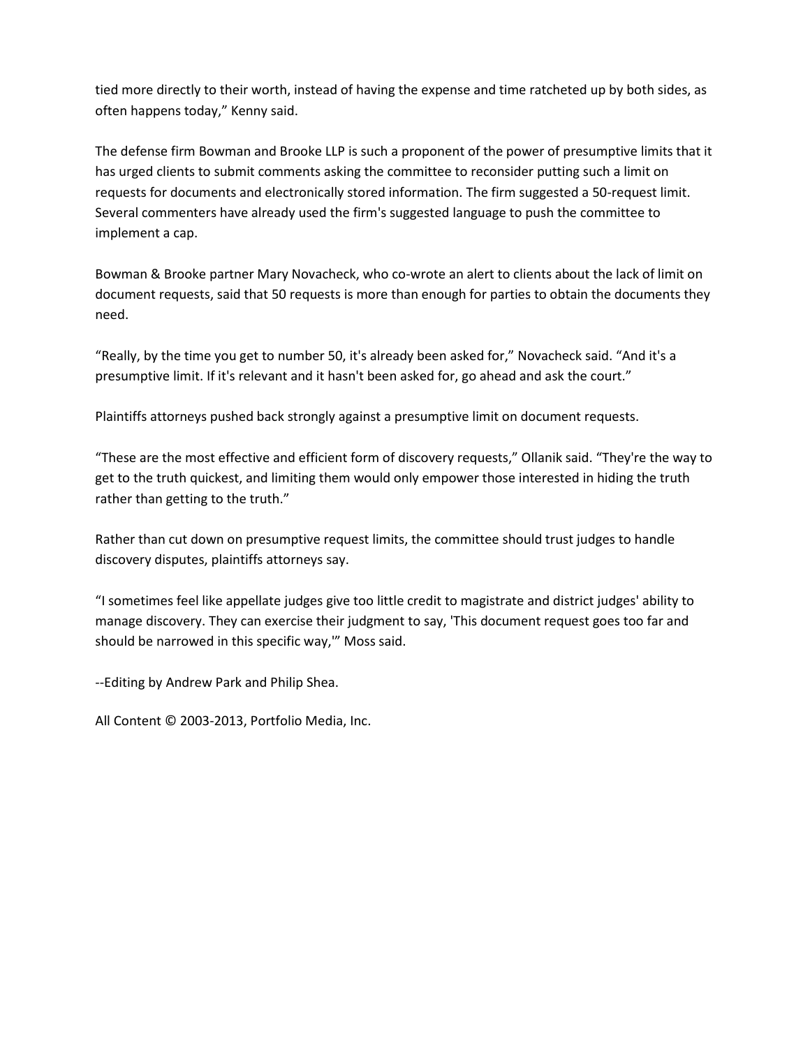tied more directly to their worth, instead of having the expense and time ratcheted up by both sides, as often happens today," Kenny said.

The defense firm Bowman and Brooke LLP is such a proponent of the power of presumptive limits that it has urged clients to submit comments asking the committee to reconsider putting such a limit on requests for documents and electronically stored information. The firm suggested a 50-request limit. Several commenters have already used the firm's suggested language to push the committee to implement a cap.

Bowman & Brooke partner Mary Novacheck, who co-wrote an alert to clients about the lack of limit on document requests, said that 50 requests is more than enough for parties to obtain the documents they need.

"Really, by the time you get to number 50, it's already been asked for," Novacheck said. "And it's a presumptive limit. If it's relevant and it hasn't been asked for, go ahead and ask the court."

Plaintiffs attorneys pushed back strongly against a presumptive limit on document requests.

"These are the most effective and efficient form of discovery requests," Ollanik said. "They're the way to get to the truth quickest, and limiting them would only empower those interested in hiding the truth rather than getting to the truth."

Rather than cut down on presumptive request limits, the committee should trust judges to handle discovery disputes, plaintiffs attorneys say.

"I sometimes feel like appellate judges give too little credit to magistrate and district judges' ability to manage discovery. They can exercise their judgment to say, 'This document request goes too far and should be narrowed in this specific way,'" Moss said.

--Editing by Andrew Park and Philip Shea.

All Content © 2003-2013, Portfolio Media, Inc.